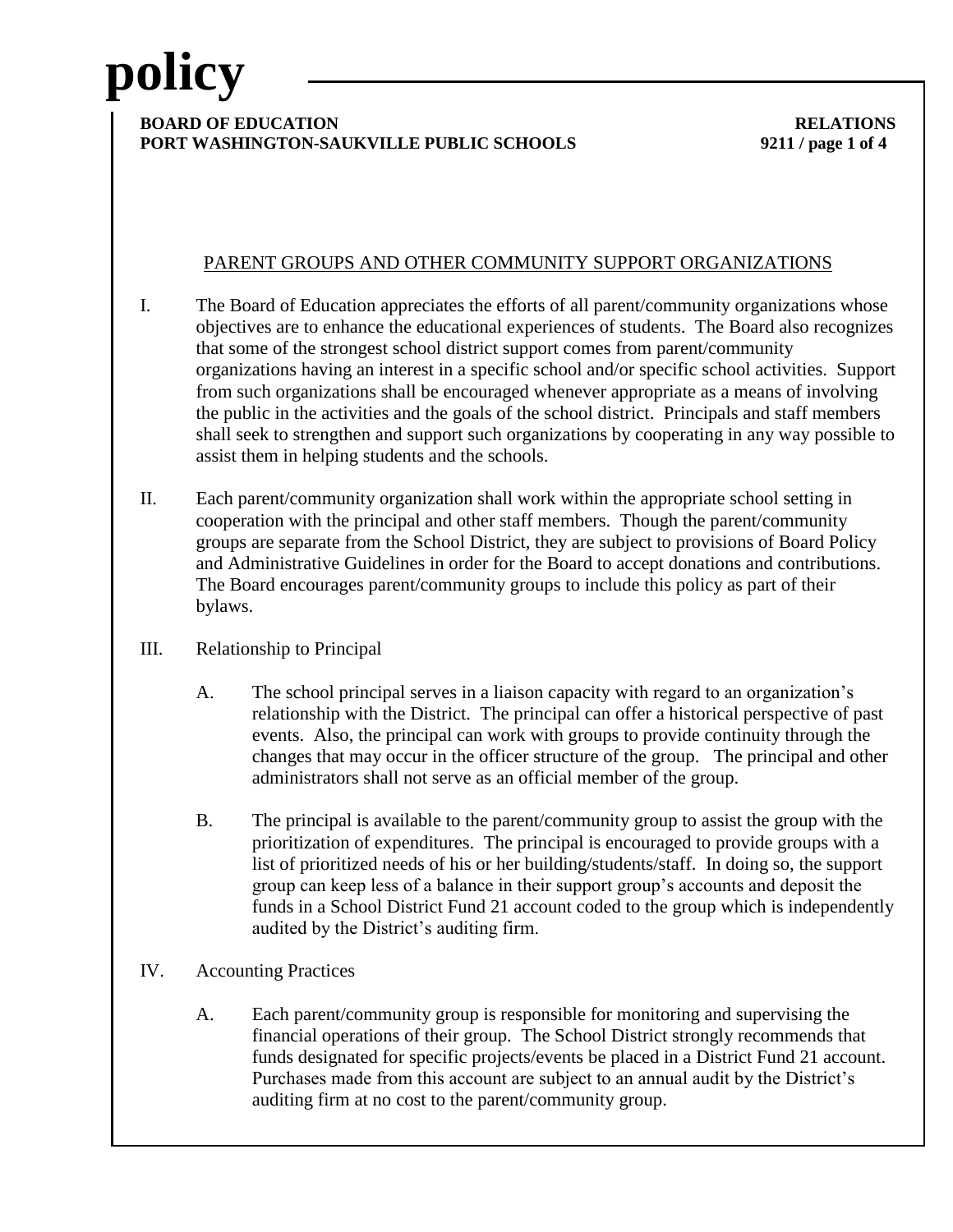# PARENT GROUPS AND OTHER COMMUNITY SUPPORT ORGANIZATIONS

I. The Board of Education appreciates the efforts of all parent/community organizations whose objectives are to enhance the educational experiences of students. The Board also recognizes that some of the strongest school district support comes from parent/community organizations having an interest in a specific school and/or specific school activities. Support from such organizations shall be encouraged whenever appropriate as a means of involving the public in the activities and the goals of the school district. Principals and staff members shall seek to strengthen and support such organizations by cooperating in any way possible to assist them in helping students and the schools.

II. Each parent/community organization shall work within the appropriate school setting in cooperation with the principal and other staff members. Though the parent/community groups are separate from the School District, they are subject to provisions of Board Policy and Administrative Guidelines in order for the Board to accept donations and contributions. The Board encourages parent/community groups to include this policy as part of their bylaws.

III. Relationship to Principal

   A. The school principal serves in a liaison capacity with regard to an organization's relationship with the District. The principal can offer a historical perspective of past events. Also, the principal can work with groups to provide continuity through the changes that may occur in the officer structure of the group. The principal and other administrators shall not serve as an official member of the group.

   B. The principal is available to the parent/community group to assist the group with the prioritization of expenditures. The principal is encouraged to provide groups with a list of prioritized needs of his or her building/students/staff. In doing so, the support group can keep less of a balance in their support group's accounts and deposit the funds in a School District Fund 21 account coded to the group which is independently audited by the District's auditing firm.

IV. Accounting Practices

   A. Each parent/community group is responsible for monitoring and supervising the financial operations of their group. The School District strongly recommends that funds designated for specific projects/events be placed in a District Fund 21 account. Purchases made from this account are subject to an annual audit by the District's auditing firm at no cost to the parent/community group.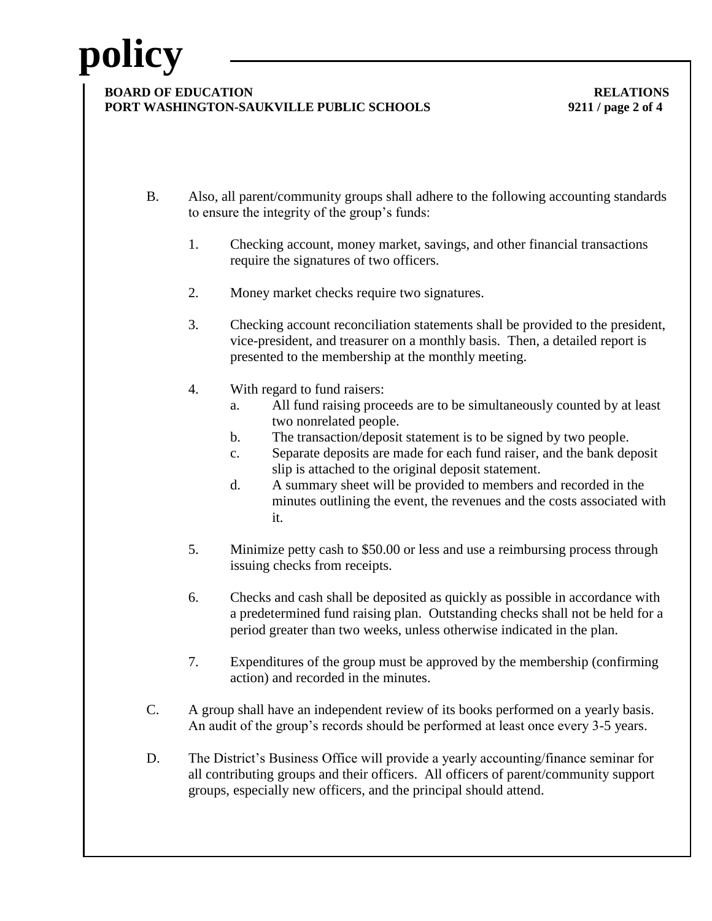B. Also, all parent/community groups shall adhere to the following accounting standards to ensure the integrity of the group's funds:

   1. Checking account, money market, savings, and other financial transactions require the signatures of two officers.

   2. Money market checks require two signatures.

   3. Checking account reconciliation statements shall be provided to the president, vice-president, and treasurer on a monthly basis. Then, a detailed report is presented to the membership at the monthly meeting.

   4. With regard to fund raisers:
      a. All fund raising proceeds are to be simultaneously counted by at least two nonrelated people.
      b. The transaction/deposit statement is to be signed by two people.
      c. Separate deposits are made for each fund raiser, and the bank deposit slip is attached to the original deposit statement.
      d. A summary sheet will be provided to members and recorded in the minutes outlining the event, the revenues and the costs associated with it.

   5. Minimize petty cash to $50.00 or less and use a reimbursing process through issuing checks from receipts.

   6. Checks and cash shall be deposited as quickly as possible in accordance with a predetermined fund raising plan. Outstanding checks shall not be held for a period greater than two weeks, unless otherwise indicated in the plan.

   7. Expenditures of the group must be approved by the membership (confirming action) and recorded in the minutes.

C. A group shall have an independent review of its books performed on a yearly basis. An audit of the group's records should be performed at least once every 3-5 years.

D. The District's Business Office will provide a yearly accounting/finance seminar for all contributing groups and their officers. All officers of parent/community support groups, especially new officers, and the principal should attend.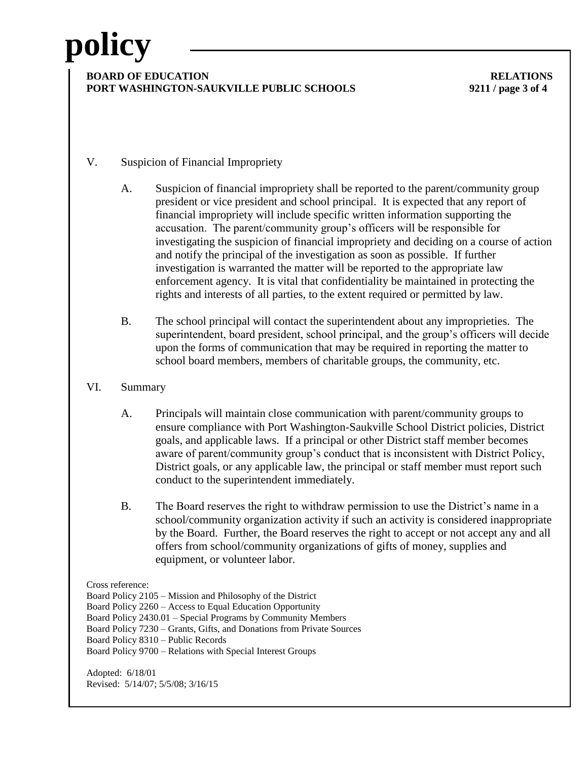V. Suspicion of Financial Impropriety

A. Suspicion of financial impropriety shall be reported to the parent/community group president or vice president and school principal. It is expected that any report of financial impropriety will include specific written information supporting the accusation. The parent/community group's officers will be responsible for investigating the suspicion of financial impropriety and deciding on a course of action and notify the principal of the investigation as soon as possible. If further investigation is warranted the matter will be reported to the appropriate law enforcement agency. It is vital that confidentiality be maintained in protecting the rights and interests of all parties, to the extent required or permitted by law.

B. The school principal will contact the superintendent about any improprieties. The superintendent, board president, school principal, and the group's officers will decide upon the forms of communication that may be required in reporting the matter to school board members, members of charitable groups, the community, etc.

VI. Summary

A. Principals will maintain close communication with parent/community groups to ensure compliance with Port Washington-Saukville School District policies, District goals, and applicable laws. If a principal or other District staff member becomes aware of parent/community group's conduct that is inconsistent with District Policy, District goals, or any applicable law, the principal or staff member must report such conduct to the superintendent immediately.

B. The Board reserves the right to withdraw permission to use the District's name in a school/community organization activity if such an activity is considered inappropriate by the Board. Further, the Board reserves the right to accept or not accept any and all offers from school/community organizations of gifts of money, supplies and equipment, or volunteer labor.

Cross reference:
Board Policy 2105 – Mission and Philosophy of the District
Board Policy 2260 – Access to Equal Education Opportunity
Board Policy 2430.01 – Special Programs by Community Members
Board Policy 7230 – Grants, Gifts, and Donations from Private Sources
Board Policy 8310 – Public Records
Board Policy 9700 – Relations with Special Interest Groups

Adopted: 6/18/01
Revised: 5/14/07; 5/5/08; 3/16/15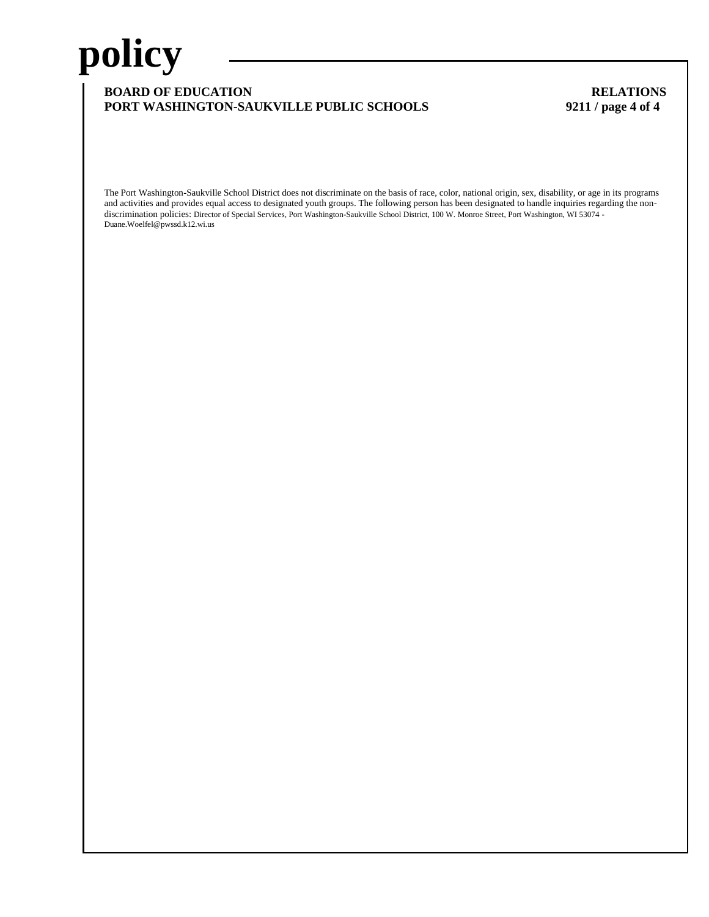The Port Washington-Saukville School District does not discriminate on the basis of race, color, national origin, sex, disability, or age in its programs and activities and provides equal access to designated youth groups. The following person has been designated to handle inquiries regarding the non-discrimination policies: Director of Special Services, Port Washington-Saukville School District, 100 W. Monroe Street, Port Washington, WI 53074 - Duane.Woelfel@pwssd.k12.wi.us